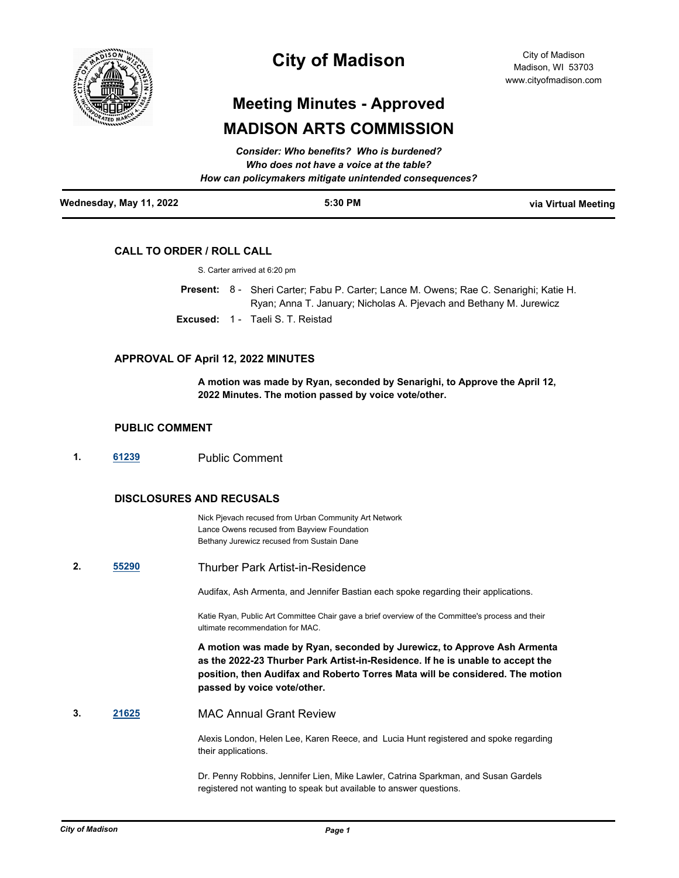# City of Madison

City of Madison
Madison, WI 53703
www.cityofmadison.com

## Meeting Minutes - Approved

## MADISON ARTS COMMISSION

***Consider: Who benefits? Who is burdened?***
***Who does not have a voice at the table?***
***How can policymakers mitigate unintended consequences?***

**Wednesday, May 11, 2022** | **5:30 PM** | **via Virtual Meeting**

### CALL TO ORDER / ROLL CALL

S. Carter arrived at 6:20 pm

**Present:** 8 - Sheri Carter; Fabu P. Carter; Lance M. Owens; Rae C. Senarighi; Katie H. Ryan; Anna T. January; Nicholas A. Pjevach and Bethany M. Jurewicz

**Excused:** 1 - Taeli S. T. Reistad

### APPROVAL OF April 12, 2022 MINUTES

**A motion was made by Ryan, seconded by Senarighi, to Approve the April 12, 2022 Minutes. The motion passed by voice vote/other.**

### PUBLIC COMMENT

**1.** [61239] Public Comment

### DISCLOSURES AND RECUSALS

Nick Pjevach recused from Urban Community Art Network
Lance Owens recused from Bayview Foundation
Bethany Jurewicz recused from Sustain Dane

**2.** [55290] Thurber Park Artist-in-Residence

Audifax, Ash Armenta, and Jennifer Bastian each spoke regarding their applications.

Katie Ryan, Public Art Committee Chair gave a brief overview of the Committee's process and their ultimate recommendation for MAC.

**A motion was made by Ryan, seconded by Jurewicz, to Approve Ash Armenta as the 2022-23 Thurber Park Artist-in-Residence. If he is unable to accept the position, then Audifax and Roberto Torres Mata will be considered. The motion passed by voice vote/other.**

**3.** [21625] MAC Annual Grant Review

Alexis London, Helen Lee, Karen Reece, and Lucia Hunt registered and spoke regarding their applications.

Dr. Penny Robbins, Jennifer Lien, Mike Lawler, Catrina Sparkman, and Susan Gardels registered not wanting to speak but available to answer questions.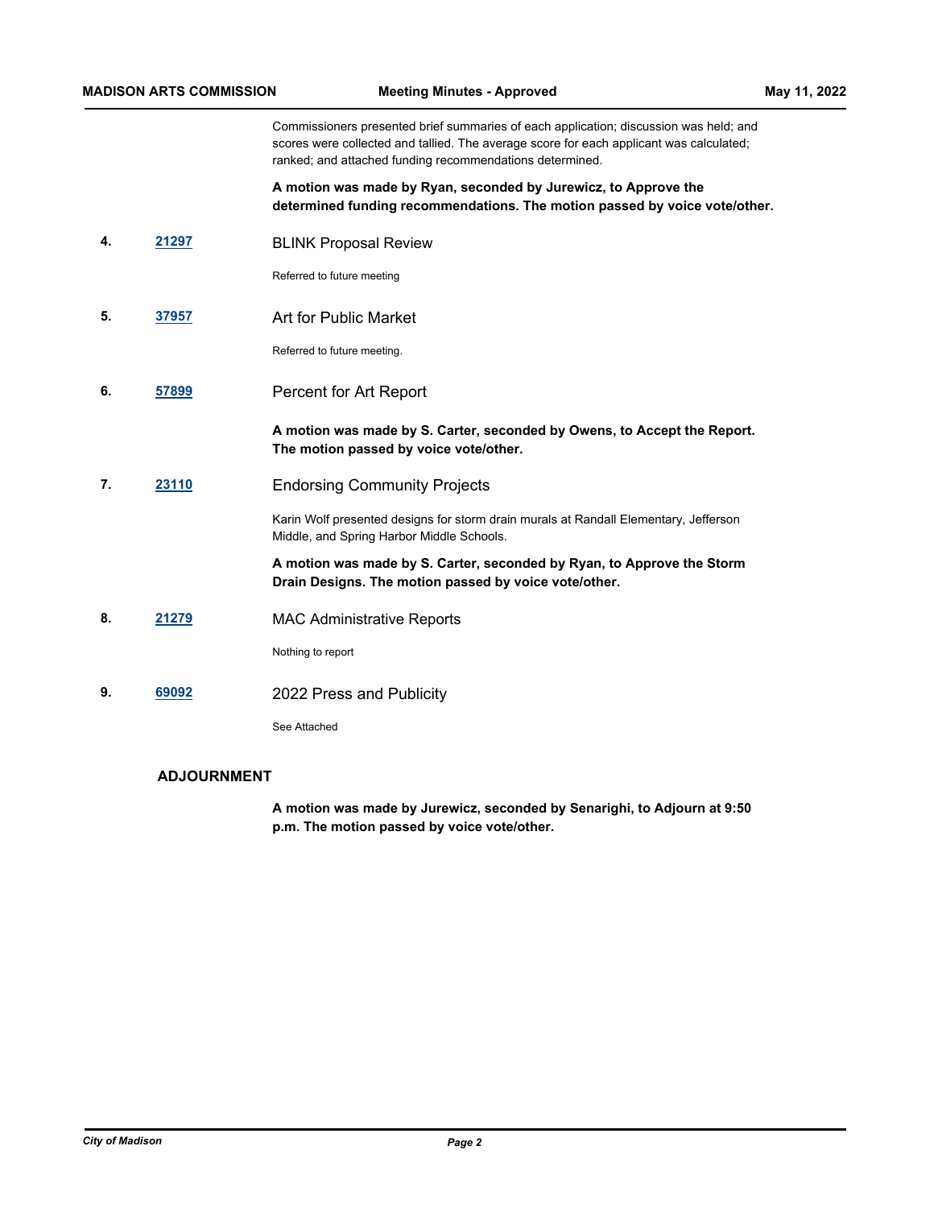Commissioners presented brief summaries of each application; discussion was held; and scores were collected and tallied. The average score for each applicant was calculated; ranked; and attached funding recommendations determined.

**A motion was made by Ryan, seconded by Jurewicz, to Approve the determined funding recommendations. The motion passed by voice vote/other.**

**4.** **21297** BLINK Proposal Review

Referred to future meeting

**5.** **37957** Art for Public Market

Referred to future meeting.

**6.** **57899** Percent for Art Report

**A motion was made by S. Carter, seconded by Owens, to Accept the Report. The motion passed by voice vote/other.**

**7.** **23110** Endorsing Community Projects

Karin Wolf presented designs for storm drain murals at Randall Elementary, Jefferson Middle, and Spring Harbor Middle Schools.

**A motion was made by S. Carter, seconded by Ryan, to Approve the Storm Drain Designs. The motion passed by voice vote/other.**

**8.** **21279** MAC Administrative Reports

Nothing to report

**9.** **69092** 2022 Press and Publicity

See Attached

## ADJOURNMENT

**A motion was made by Jurewicz, seconded by Senarighi, to Adjourn at 9:50 p.m. The motion passed by voice vote/other.**